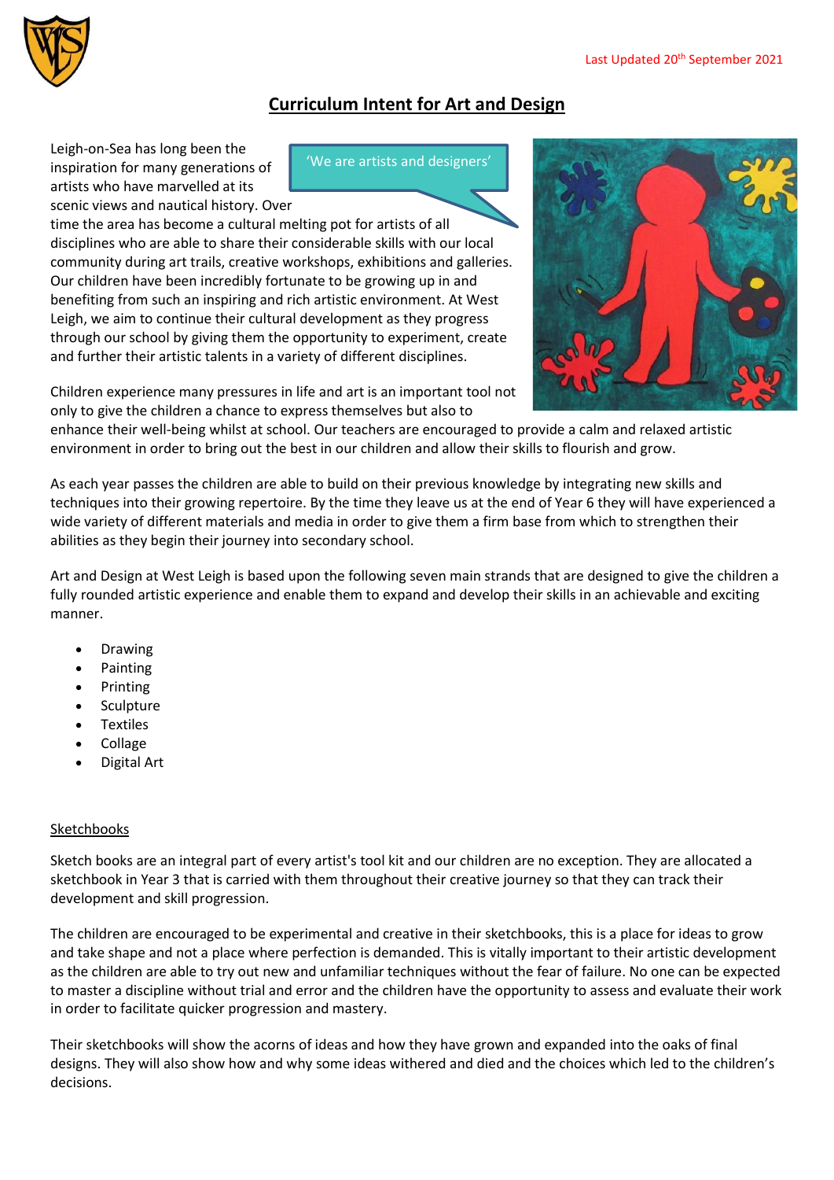Last Updated 20th September 2021

# Curriculum Intent for Art and Design

'We are artists and designers'

Leigh-on-Sea has long been the inspiration for many generations of artists who have marvelled at its scenic views and nautical history. Over time the area has become a cultural melting pot for artists of all disciplines who are able to share their considerable skills with our local community during art trails, creative workshops, exhibitions and galleries. Our children have been incredibly fortunate to be growing up in and benefiting from such an inspiring and rich artistic environment. At West Leigh, we aim to continue their cultural development as they progress through our school by giving them the opportunity to experiment, create and further their artistic talents in a variety of different disciplines.

Children experience many pressures in life and art is an important tool not only to give the children a chance to express themselves but also to enhance their well-being whilst at school. Our teachers are encouraged to provide a calm and relaxed artistic environment in order to bring out the best in our children and allow their skills to flourish and grow.

As each year passes the children are able to build on their previous knowledge by integrating new skills and techniques into their growing repertoire. By the time they leave us at the end of Year 6 they will have experienced a wide variety of different materials and media in order to give them a firm base from which to strengthen their abilities as they begin their journey into secondary school.

Art and Design at West Leigh is based upon the following seven main strands that are designed to give the children a fully rounded artistic experience and enable them to expand and develop their skills in an achievable and exciting manner.

- Drawing
- Painting
- Printing
- Sculpture
- Textiles
- Collage
- Digital Art

## Sketchbooks

Sketch books are an integral part of every artist's tool kit and our children are no exception. They are allocated a sketchbook in Year 3 that is carried with them throughout their creative journey so that they can track their development and skill progression.

The children are encouraged to be experimental and creative in their sketchbooks, this is a place for ideas to grow and take shape and not a place where perfection is demanded. This is vitally important to their artistic development as the children are able to try out new and unfamiliar techniques without the fear of failure. No one can be expected to master a discipline without trial and error and the children have the opportunity to assess and evaluate their work in order to facilitate quicker progression and mastery.

Their sketchbooks will show the acorns of ideas and how they have grown and expanded into the oaks of final designs. They will also show how and why some ideas withered and died and the choices which led to the children's decisions.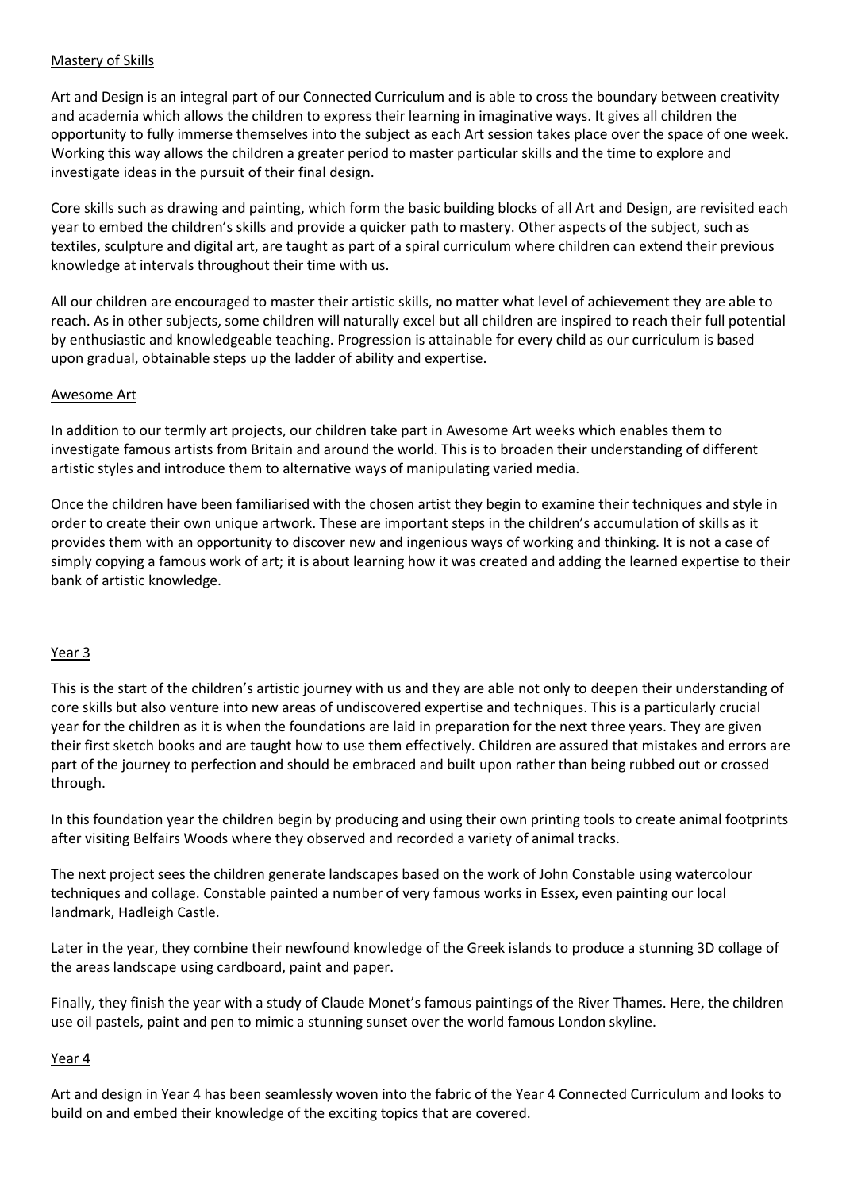## Mastery of Skills

Art and Design is an integral part of our Connected Curriculum and is able to cross the boundary between creativity and academia which allows the children to express their learning in imaginative ways. It gives all children the opportunity to fully immerse themselves into the subject as each Art session takes place over the space of one week. Working this way allows the children a greater period to master particular skills and the time to explore and investigate ideas in the pursuit of their final design.

Core skills such as drawing and painting, which form the basic building blocks of all Art and Design, are revisited each year to embed the children's skills and provide a quicker path to mastery. Other aspects of the subject, such as textiles, sculpture and digital art, are taught as part of a spiral curriculum where children can extend their previous knowledge at intervals throughout their time with us.

All our children are encouraged to master their artistic skills, no matter what level of achievement they are able to reach. As in other subjects, some children will naturally excel but all children are inspired to reach their full potential by enthusiastic and knowledgeable teaching. Progression is attainable for every child as our curriculum is based upon gradual, obtainable steps up the ladder of ability and expertise.

## Awesome Art

In addition to our termly art projects, our children take part in Awesome Art weeks which enables them to investigate famous artists from Britain and around the world. This is to broaden their understanding of different artistic styles and introduce them to alternative ways of manipulating varied media.

Once the children have been familiarised with the chosen artist they begin to examine their techniques and style in order to create their own unique artwork. These are important steps in the children's accumulation of skills as it provides them with an opportunity to discover new and ingenious ways of working and thinking. It is not a case of simply copying a famous work of art; it is about learning how it was created and adding the learned expertise to their bank of artistic knowledge.

## Year 3

This is the start of the children's artistic journey with us and they are able not only to deepen their understanding of core skills but also venture into new areas of undiscovered expertise and techniques. This is a particularly crucial year for the children as it is when the foundations are laid in preparation for the next three years. They are given their first sketch books and are taught how to use them effectively. Children are assured that mistakes and errors are part of the journey to perfection and should be embraced and built upon rather than being rubbed out or crossed through.

In this foundation year the children begin by producing and using their own printing tools to create animal footprints after visiting Belfairs Woods where they observed and recorded a variety of animal tracks.

The next project sees the children generate landscapes based on the work of John Constable using watercolour techniques and collage. Constable painted a number of very famous works in Essex, even painting our local landmark, Hadleigh Castle.

Later in the year, they combine their newfound knowledge of the Greek islands to produce a stunning 3D collage of the areas landscape using cardboard, paint and paper.

Finally, they finish the year with a study of Claude Monet's famous paintings of the River Thames. Here, the children use oil pastels, paint and pen to mimic a stunning sunset over the world famous London skyline.

## Year 4

Art and design in Year 4 has been seamlessly woven into the fabric of the Year 4 Connected Curriculum and looks to build on and embed their knowledge of the exciting topics that are covered.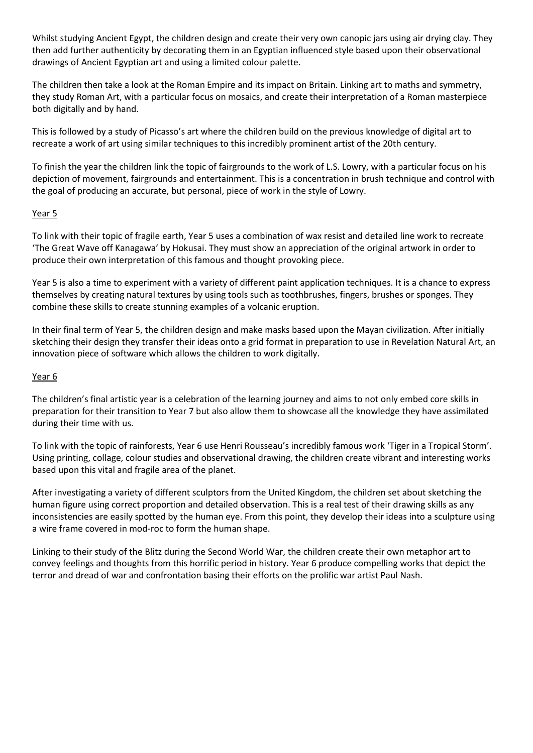Whilst studying Ancient Egypt, the children design and create their very own canopic jars using air drying clay. They then add further authenticity by decorating them in an Egyptian influenced style based upon their observational drawings of Ancient Egyptian art and using a limited colour palette.

The children then take a look at the Roman Empire and its impact on Britain. Linking art to maths and symmetry, they study Roman Art, with a particular focus on mosaics, and create their interpretation of a Roman masterpiece both digitally and by hand.

This is followed by a study of Picasso's art where the children build on the previous knowledge of digital art to recreate a work of art using similar techniques to this incredibly prominent artist of the 20th century.

To finish the year the children link the topic of fairgrounds to the work of L.S. Lowry, with a particular focus on his depiction of movement, fairgrounds and entertainment. This is a concentration in brush technique and control with the goal of producing an accurate, but personal, piece of work in the style of Lowry.

## Year 5

To link with their topic of fragile earth, Year 5 uses a combination of wax resist and detailed line work to recreate 'The Great Wave off Kanagawa' by Hokusai. They must show an appreciation of the original artwork in order to produce their own interpretation of this famous and thought provoking piece.

Year 5 is also a time to experiment with a variety of different paint application techniques. It is a chance to express themselves by creating natural textures by using tools such as toothbrushes, fingers, brushes or sponges. They combine these skills to create stunning examples of a volcanic eruption.

In their final term of Year 5, the children design and make masks based upon the Mayan civilization. After initially sketching their design they transfer their ideas onto a grid format in preparation to use in Revelation Natural Art, an innovation piece of software which allows the children to work digitally.

## Year 6

The children's final artistic year is a celebration of the learning journey and aims to not only embed core skills in preparation for their transition to Year 7 but also allow them to showcase all the knowledge they have assimilated during their time with us.

To link with the topic of rainforests, Year 6 use Henri Rousseau's incredibly famous work 'Tiger in a Tropical Storm'. Using printing, collage, colour studies and observational drawing, the children create vibrant and interesting works based upon this vital and fragile area of the planet.

After investigating a variety of different sculptors from the United Kingdom, the children set about sketching the human figure using correct proportion and detailed observation. This is a real test of their drawing skills as any inconsistencies are easily spotted by the human eye. From this point, they develop their ideas into a sculpture using a wire frame covered in mod-roc to form the human shape.

Linking to their study of the Blitz during the Second World War, the children create their own metaphor art to convey feelings and thoughts from this horrific period in history. Year 6 produce compelling works that depict the terror and dread of war and confrontation basing their efforts on the prolific war artist Paul Nash.